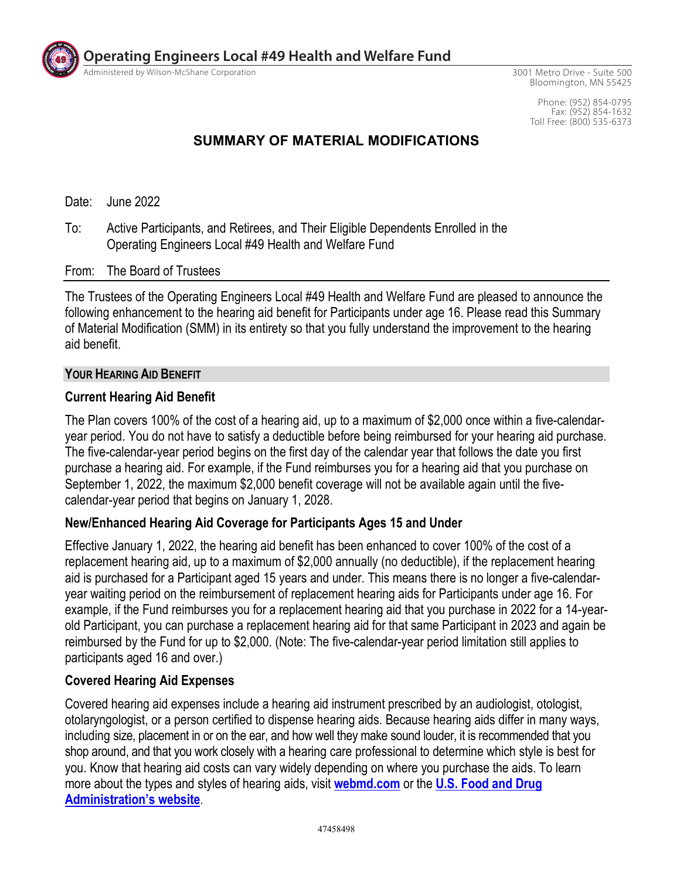# Operating Engineers Local #49 Health and Welfare Fund

Administered by Wilson-McShane Corporation

3001 Metro Drive - Suite 500
Bloomington, MN 55425

Phone: (952) 854-0795
Fax: (952) 854-1632
Toll Free: (800) 535-6373

## SUMMARY OF MATERIAL MODIFICATIONS

Date: June 2022

To: Active Participants, and Retirees, and Their Eligible Dependents Enrolled in the Operating Engineers Local #49 Health and Welfare Fund

From: The Board of Trustees

The Trustees of the Operating Engineers Local #49 Health and Welfare Fund are pleased to announce the following enhancement to the hearing aid benefit for Participants under age 16. Please read this Summary of Material Modification (SMM) in its entirety so that you fully understand the improvement to the hearing aid benefit.

### YOUR HEARING AID BENEFIT

**Current Hearing Aid Benefit**

The Plan covers 100% of the cost of a hearing aid, up to a maximum of $2,000 once within a five-calendar-year period. You do not have to satisfy a deductible before being reimbursed for your hearing aid purchase. The five-calendar-year period begins on the first day of the calendar year that follows the date you first purchase a hearing aid. For example, if the Fund reimburses you for a hearing aid that you purchase on September 1, 2022, the maximum $2,000 benefit coverage will not be available again until the five-calendar-year period that begins on January 1, 2028.

**New/Enhanced Hearing Aid Coverage for Participants Ages 15 and Under**

Effective January 1, 2022, the hearing aid benefit has been enhanced to cover 100% of the cost of a replacement hearing aid, up to a maximum of $2,000 annually (no deductible), if the replacement hearing aid is purchased for a Participant aged 15 years and under. This means there is no longer a five-calendar-year waiting period on the reimbursement of replacement hearing aids for Participants under age 16. For example, if the Fund reimburses you for a replacement hearing aid that you purchase in 2022 for a 14-year-old Participant, you can purchase a replacement hearing aid for that same Participant in 2023 and again be reimbursed by the Fund for up to $2,000. (Note: The five-calendar-year period limitation still applies to participants aged 16 and over.)

**Covered Hearing Aid Expenses**

Covered hearing aid expenses include a hearing aid instrument prescribed by an audiologist, otologist, otolaryngologist, or a person certified to dispense hearing aids. Because hearing aids differ in many ways, including size, placement in or on the ear, and how well they make sound louder, it is recommended that you shop around, and that you work closely with a hearing care professional to determine which style is best for you. Know that hearing aid costs can vary widely depending on where you purchase the aids. To learn more about the types and styles of hearing aids, visit **webmd.com** or the **U.S. Food and Drug Administration's website**.

47458498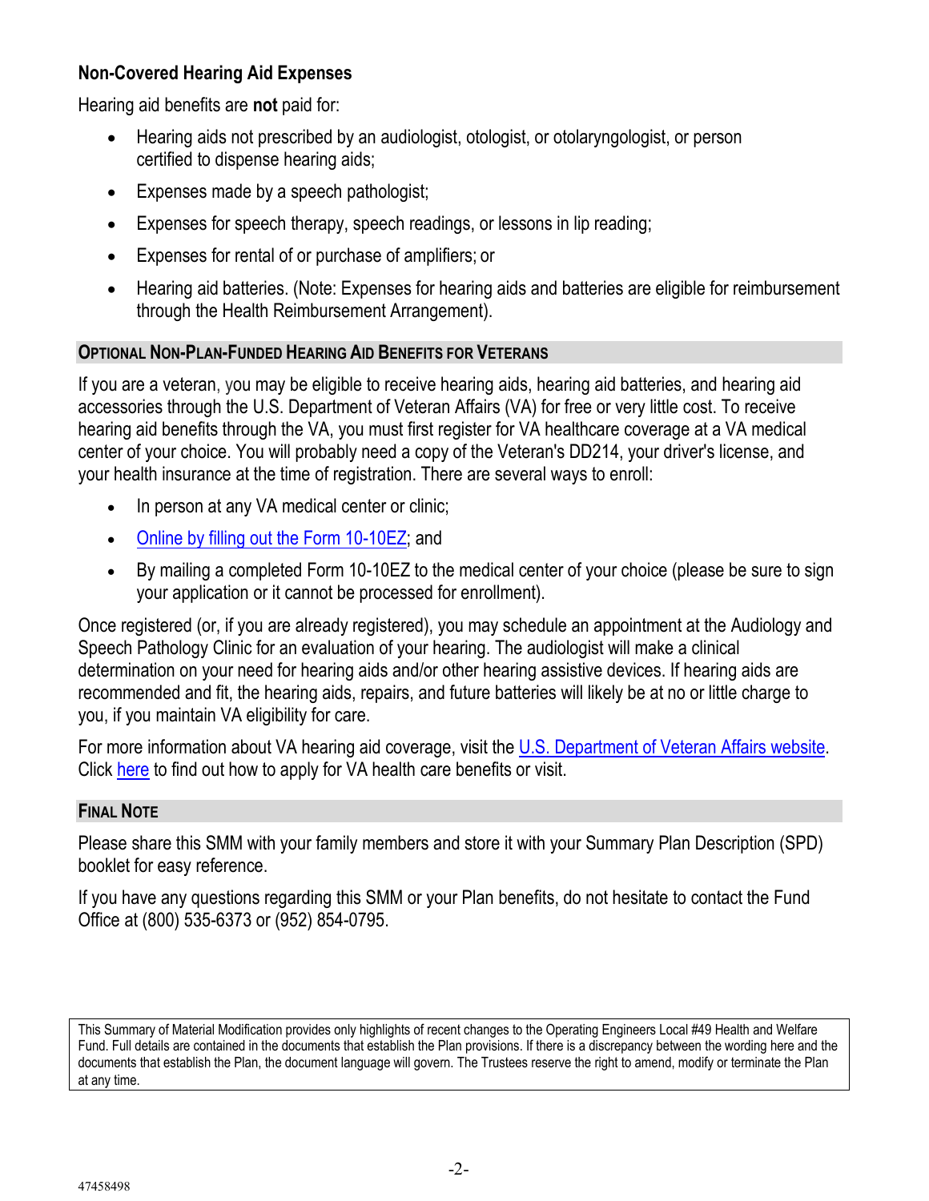### Non-Covered Hearing Aid Expenses

Hearing aid benefits are **not** paid for:

- Hearing aids not prescribed by an audiologist, otologist, or otolaryngologist, or person certified to dispense hearing aids;
- Expenses made by a speech pathologist;
- Expenses for speech therapy, speech readings, or lessons in lip reading;
- Expenses for rental of or purchase of amplifiers; or
- Hearing aid batteries. (Note: Expenses for hearing aids and batteries are eligible for reimbursement through the Health Reimbursement Arrangement).

## Optional Non-Plan-Funded Hearing Aid Benefits for Veterans

If you are a veteran, you may be eligible to receive hearing aids, hearing aid batteries, and hearing aid accessories through the U.S. Department of Veteran Affairs (VA) for free or very little cost. To receive hearing aid benefits through the VA, you must first register for VA healthcare coverage at a VA medical center of your choice. You will probably need a copy of the Veteran's DD214, your driver's license, and your health insurance at the time of registration. There are several ways to enroll:

- In person at any VA medical center or clinic;
- Online by filling out the Form 10-10EZ; and
- By mailing a completed Form 10-10EZ to the medical center of your choice (please be sure to sign your application or it cannot be processed for enrollment).

Once registered (or, if you are already registered), you may schedule an appointment at the Audiology and Speech Pathology Clinic for an evaluation of your hearing. The audiologist will make a clinical determination on your need for hearing aids and/or other hearing assistive devices. If hearing aids are recommended and fit, the hearing aids, repairs, and future batteries will likely be at no or little charge to you, if you maintain VA eligibility for care.

For more information about VA hearing aid coverage, visit the U.S. Department of Veteran Affairs website. Click here to find out how to apply for VA health care benefits or visit.

## Final Note

Please share this SMM with your family members and store it with your Summary Plan Description (SPD) booklet for easy reference.

If you have any questions regarding this SMM or your Plan benefits, do not hesitate to contact the Fund Office at (800) 535-6373 or (952) 854-0795.

This Summary of Material Modification provides only highlights of recent changes to the Operating Engineers Local #49 Health and Welfare Fund. Full details are contained in the documents that establish the Plan provisions. If there is a discrepancy between the wording here and the documents that establish the Plan, the document language will govern. The Trustees reserve the right to amend, modify or terminate the Plan at any time.

47458498